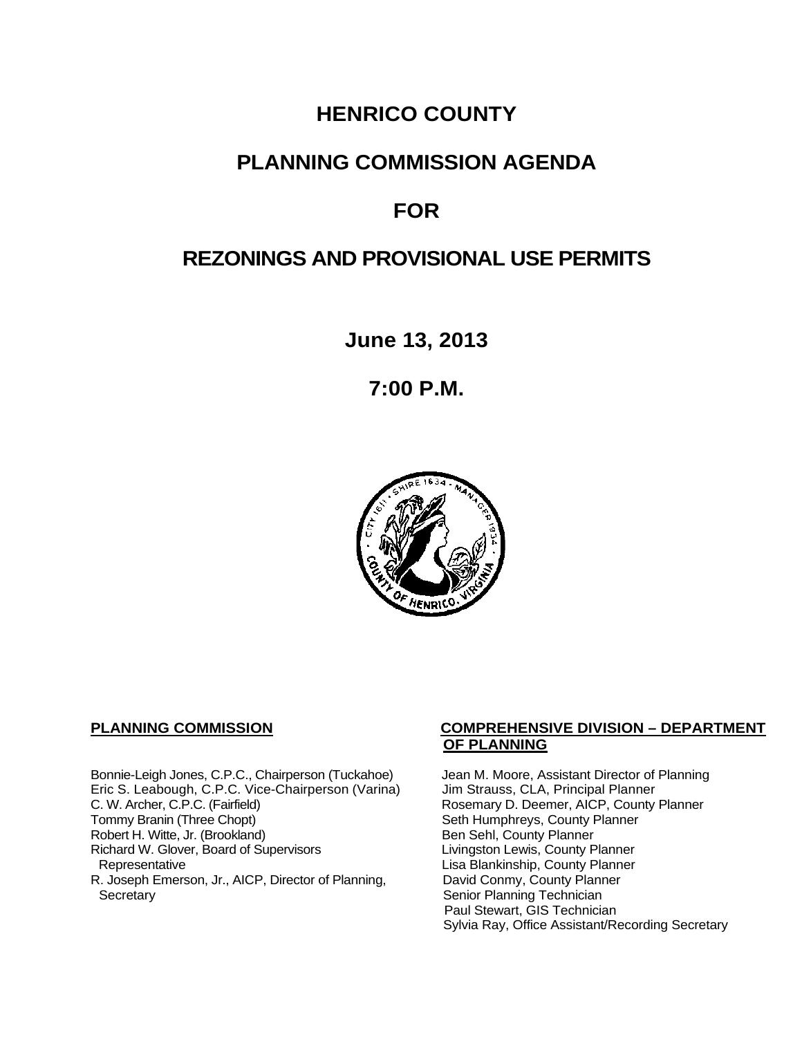# HENRICO COUNTY

## PLANNING COMMISSION AGENDA

## FOR

## REZONINGS AND PROVISIONAL USE PERMITS

**June 13, 2013**

**7:00 P.M.**

**PLANNING COMMISSION**

Bonnie-Leigh Jones, C.P.C., Chairperson (Tuckahoe)
Eric S. Leabough, C.P.C. Vice-Chairperson (Varina)
C. W. Archer, C.P.C. (Fairfield)
Tommy Branin (Three Chopt)
Robert H. Witte, Jr. (Brookland)
Richard W. Glover, Board of Supervisors Representative
R. Joseph Emerson, Jr., AICP, Director of Planning, Secretary

**COMPREHENSIVE DIVISION – DEPARTMENT OF PLANNING**

Jean M. Moore, Assistant Director of Planning
Jim Strauss, CLA, Principal Planner
Rosemary D. Deemer, AICP, County Planner
Seth Humphreys, County Planner
Ben Sehl, County Planner
Livingston Lewis, County Planner
Lisa Blankinship, County Planner
David Conmy, County Planner
Senior Planning Technician
Paul Stewart, GIS Technician
Sylvia Ray, Office Assistant/Recording Secretary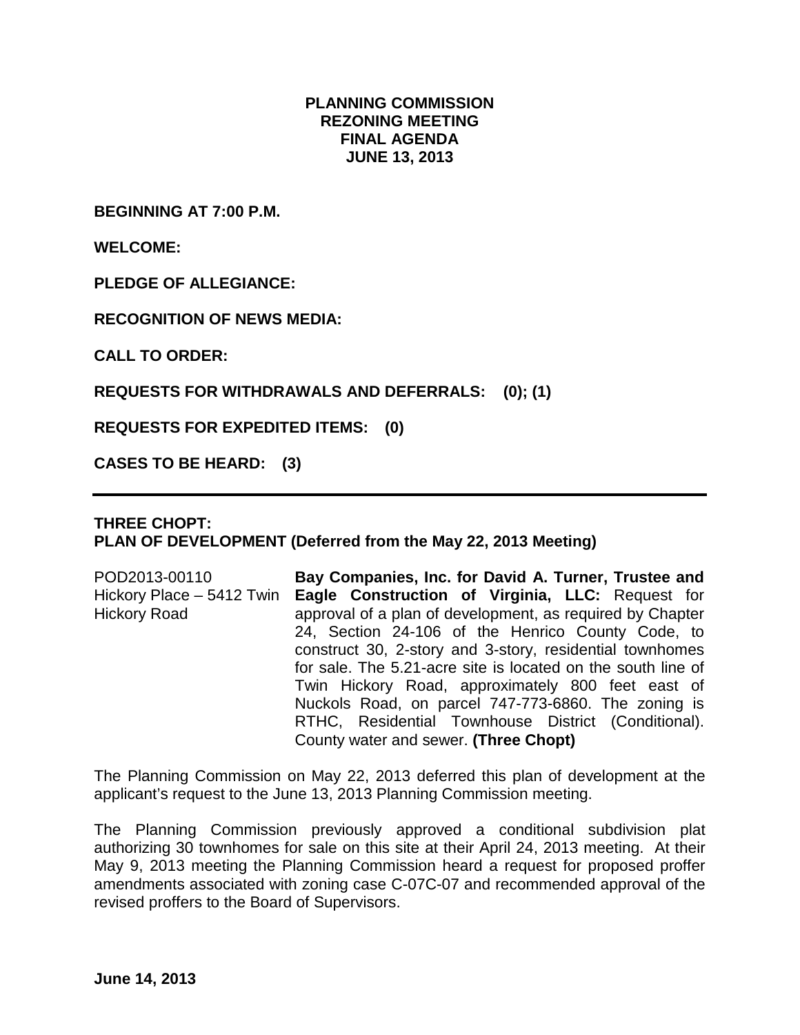**PLANNING COMMISSION**
**REZONING MEETING**
**FINAL AGENDA**
**JUNE 13, 2013**

**BEGINNING AT 7:00 P.M.**

**WELCOME:**

**PLEDGE OF ALLEGIANCE:**

**RECOGNITION OF NEWS MEDIA:**

**CALL TO ORDER:**

**REQUESTS FOR WITHDRAWALS AND DEFERRALS: (0); (1)**

**REQUESTS FOR EXPEDITED ITEMS: (0)**

**CASES TO BE HEARD: (3)**

---

**THREE CHOPT:**
**PLAN OF DEVELOPMENT (Deferred from the May 22, 2013 Meeting)**

POD2013-00110
Hickory Place – 5412 Twin Hickory Road

**Bay Companies, Inc. for David A. Turner, Trustee and Eagle Construction of Virginia, LLC:** Request for approval of a plan of development, as required by Chapter 24, Section 24-106 of the Henrico County Code, to construct 30, 2-story and 3-story, residential townhomes for sale. The 5.21-acre site is located on the south line of Twin Hickory Road, approximately 800 feet east of Nuckols Road, on parcel 747-773-6860. The zoning is RTHC, Residential Townhouse District (Conditional). County water and sewer. **(Three Chopt)**

The Planning Commission on May 22, 2013 deferred this plan of development at the applicant's request to the June 13, 2013 Planning Commission meeting.

The Planning Commission previously approved a conditional subdivision plat authorizing 30 townhomes for sale on this site at their April 24, 2013 meeting. At their May 9, 2013 meeting the Planning Commission heard a request for proposed proffer amendments associated with zoning case C-07C-07 and recommended approval of the revised proffers to the Board of Supervisors.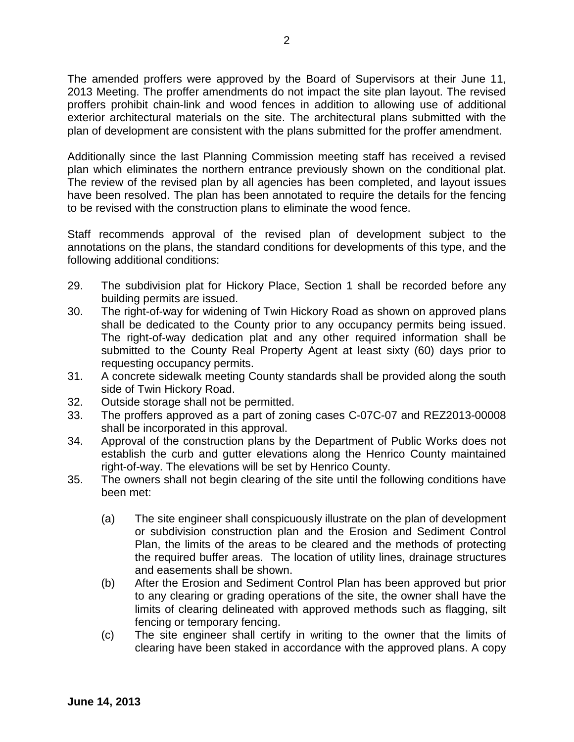The amended proffers were approved by the Board of Supervisors at their June 11, 2013 Meeting. The proffer amendments do not impact the site plan layout. The revised proffers prohibit chain-link and wood fences in addition to allowing use of additional exterior architectural materials on the site. The architectural plans submitted with the plan of development are consistent with the plans submitted for the proffer amendment.

Additionally since the last Planning Commission meeting staff has received a revised plan which eliminates the northern entrance previously shown on the conditional plat. The review of the revised plan by all agencies has been completed, and layout issues have been resolved. The plan has been annotated to require the details for the fencing to be revised with the construction plans to eliminate the wood fence.

Staff recommends approval of the revised plan of development subject to the annotations on the plans, the standard conditions for developments of this type, and the following additional conditions:

29. The subdivision plat for Hickory Place, Section 1 shall be recorded before any building permits are issued.
30. The right-of-way for widening of Twin Hickory Road as shown on approved plans shall be dedicated to the County prior to any occupancy permits being issued. The right-of-way dedication plat and any other required information shall be submitted to the County Real Property Agent at least sixty (60) days prior to requesting occupancy permits.
31. A concrete sidewalk meeting County standards shall be provided along the south side of Twin Hickory Road.
32. Outside storage shall not be permitted.
33. The proffers approved as a part of zoning cases C-07C-07 and REZ2013-00008 shall be incorporated in this approval.
34. Approval of the construction plans by the Department of Public Works does not establish the curb and gutter elevations along the Henrico County maintained right-of-way. The elevations will be set by Henrico County.
35. The owners shall not begin clearing of the site until the following conditions have been met:

    (a) The site engineer shall conspicuously illustrate on the plan of development or subdivision construction plan and the Erosion and Sediment Control Plan, the limits of the areas to be cleared and the methods of protecting the required buffer areas. The location of utility lines, drainage structures and easements shall be shown.

    (b) After the Erosion and Sediment Control Plan has been approved but prior to any clearing or grading operations of the site, the owner shall have the limits of clearing delineated with approved methods such as flagging, silt fencing or temporary fencing.

    (c) The site engineer shall certify in writing to the owner that the limits of clearing have been staked in accordance with the approved plans. A copy

**June 14, 2013**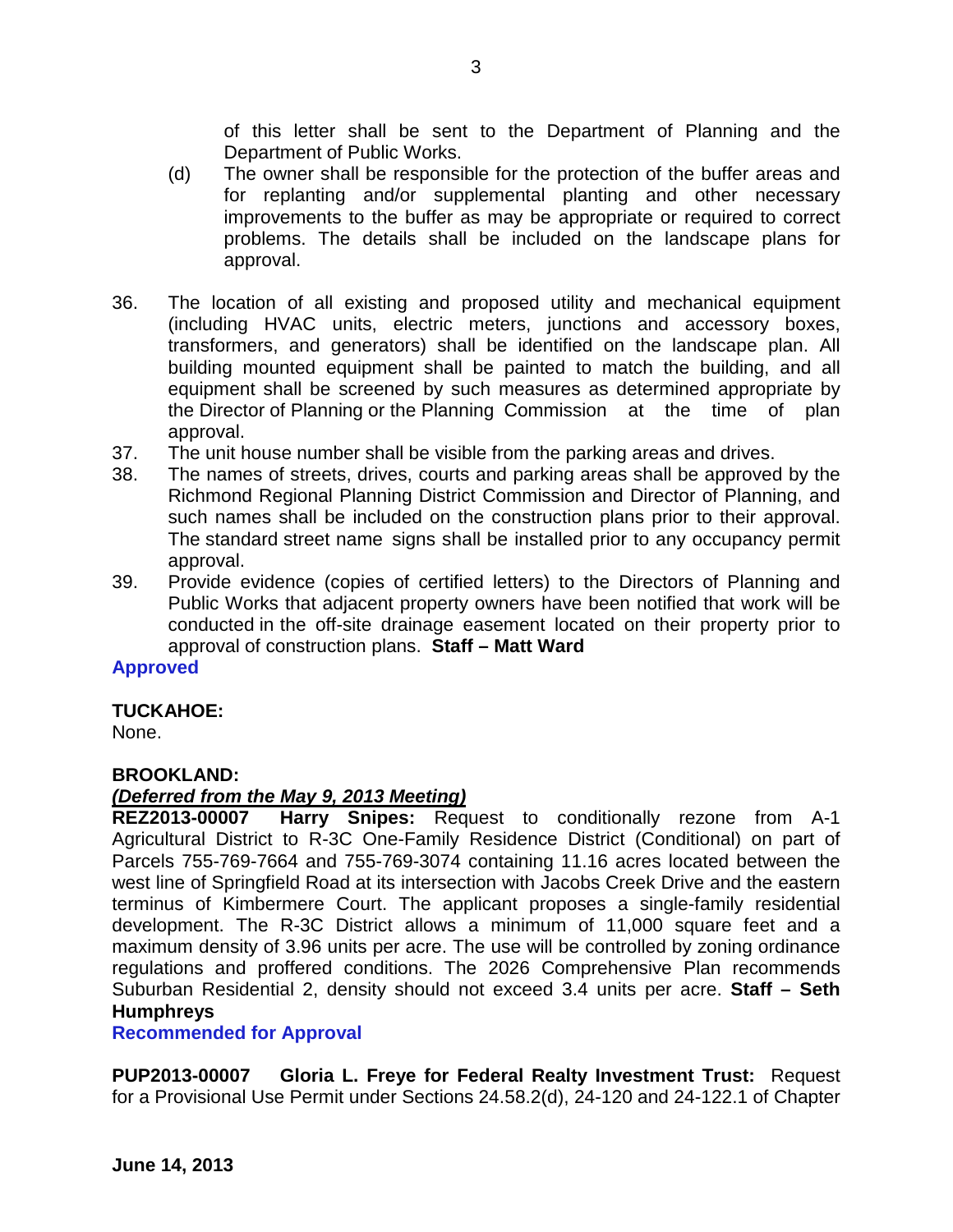of this letter shall be sent to the Department of Planning and the Department of Public Works.

(d) The owner shall be responsible for the protection of the buffer areas and for replanting and/or supplemental planting and other necessary improvements to the buffer as may be appropriate or required to correct problems. The details shall be included on the landscape plans for approval.

36. The location of all existing and proposed utility and mechanical equipment (including HVAC units, electric meters, junctions and accessory boxes, transformers, and generators) shall be identified on the landscape plan. All building mounted equipment shall be painted to match the building, and all equipment shall be screened by such measures as determined appropriate by the Director of Planning or the Planning Commission at the time of plan approval.
37. The unit house number shall be visible from the parking areas and drives.
38. The names of streets, drives, courts and parking areas shall be approved by the Richmond Regional Planning District Commission and Director of Planning, and such names shall be included on the construction plans prior to their approval. The standard street name signs shall be installed prior to any occupancy permit approval.
39. Provide evidence (copies of certified letters) to the Directors of Planning and Public Works that adjacent property owners have been notified that work will be conducted in the off-site drainage easement located on their property prior to approval of construction plans. **Staff – Matt Ward**

**Approved**

**TUCKAHOE:**
None.

**BROOKLAND:**
***(Deferred from the May 9, 2013 Meeting)***
**REZ2013-00007 Harry Snipes:** Request to conditionally rezone from A-1 Agricultural District to R-3C One-Family Residence District (Conditional) on part of Parcels 755-769-7664 and 755-769-3074 containing 11.16 acres located between the west line of Springfield Road at its intersection with Jacobs Creek Drive and the eastern terminus of Kimbermere Court. The applicant proposes a single-family residential development. The R-3C District allows a minimum of 11,000 square feet and a maximum density of 3.96 units per acre. The use will be controlled by zoning ordinance regulations and proffered conditions. The 2026 Comprehensive Plan recommends Suburban Residential 2, density should not exceed 3.4 units per acre. **Staff – Seth Humphreys**

**Recommended for Approval**

**PUP2013-00007 Gloria L. Freye for Federal Realty Investment Trust:** Request for a Provisional Use Permit under Sections 24.58.2(d), 24-120 and 24-122.1 of Chapter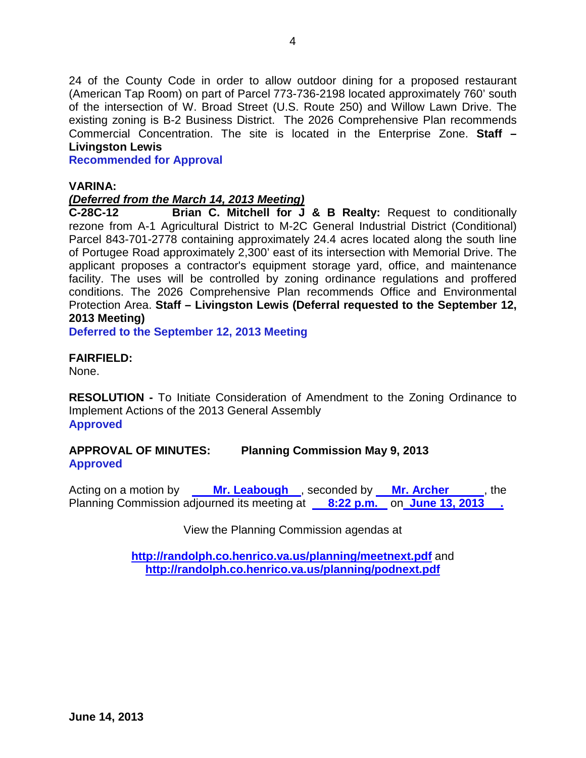24 of the County Code in order to allow outdoor dining for a proposed restaurant (American Tap Room) on part of Parcel 773-736-2198 located approximately 760' south of the intersection of W. Broad Street (U.S. Route 250) and Willow Lawn Drive. The existing zoning is B-2 Business District. The 2026 Comprehensive Plan recommends Commercial Concentration. The site is located in the Enterprise Zone. **Staff – Livingston Lewis**

**Recommended for Approval**

**VARINA:**

***(Deferred from the March 14, 2013 Meeting)***

**C-28C-12 Brian C. Mitchell for J & B Realty:** Request to conditionally rezone from A-1 Agricultural District to M-2C General Industrial District (Conditional) Parcel 843-701-2778 containing approximately 24.4 acres located along the south line of Portugee Road approximately 2,300' east of its intersection with Memorial Drive. The applicant proposes a contractor's equipment storage yard, office, and maintenance facility. The uses will be controlled by zoning ordinance regulations and proffered conditions. The 2026 Comprehensive Plan recommends Office and Environmental Protection Area. **Staff – Livingston Lewis (Deferral requested to the September 12, 2013 Meeting)**

**Deferred to the September 12, 2013 Meeting**

**FAIRFIELD:**

None.

**RESOLUTION -** To Initiate Consideration of Amendment to the Zoning Ordinance to Implement Actions of the 2013 General Assembly

**Approved**

**APPROVAL OF MINUTES: Planning Commission May 9, 2013**

**Approved**

Acting on a motion by **Mr. Leabough**, seconded by **Mr. Archer**, the Planning Commission adjourned its meeting at **8:22 p.m.** on **June 13, 2013**.

View the Planning Commission agendas at

**http://randolph.co.henrico.va.us/planning/meetnext.pdf** and **http://randolph.co.henrico.va.us/planning/podnext.pdf**

**June 14, 2013**